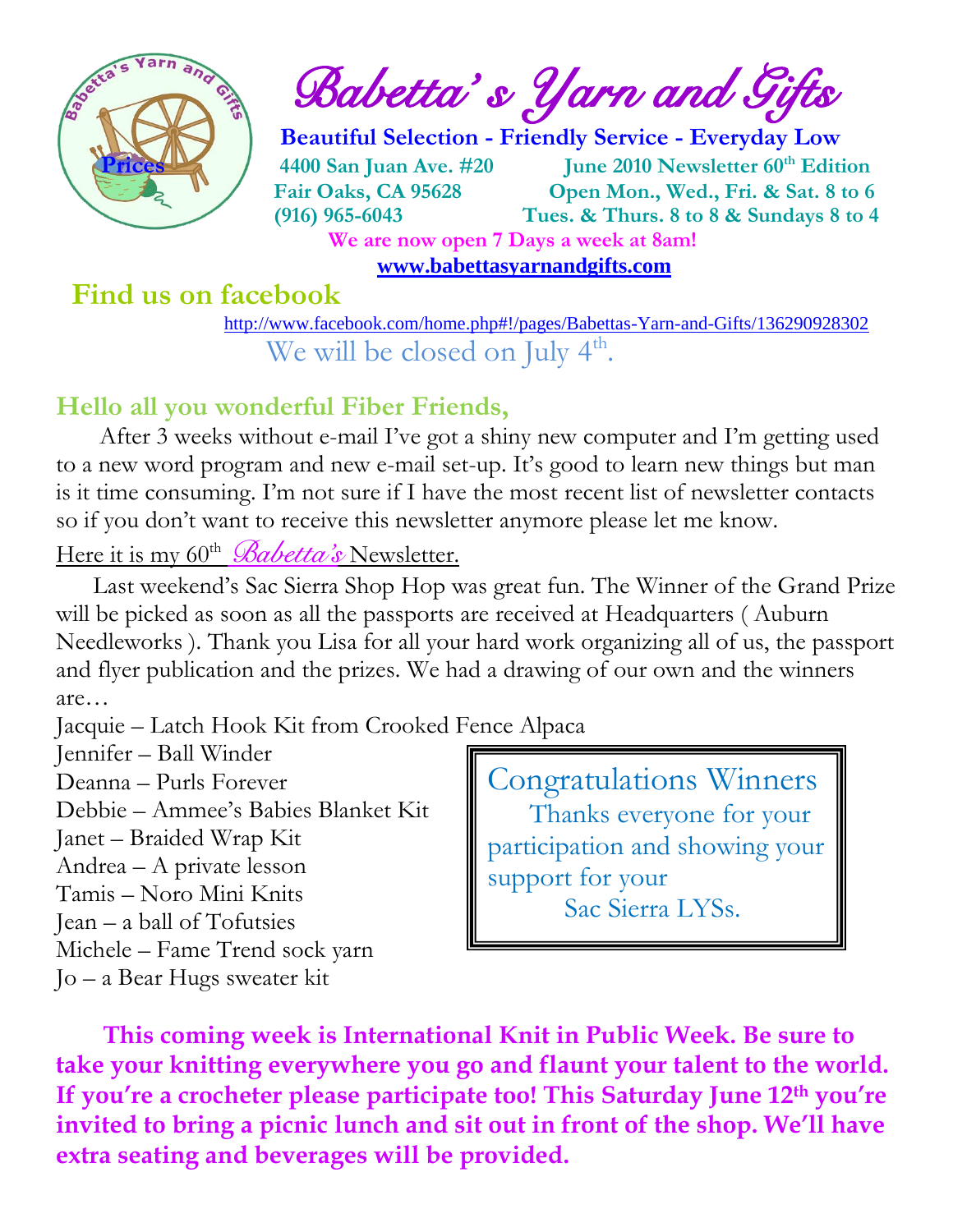# Babetta's Yarn and Gifts

**Beautiful Selection - Friendly Service - Everyday Low Prices**

**4400 San Juan Ave. #20**
**Fair Oaks, CA 95628**
**(916) 965-6043**

**June 2010 Newsletter 60th Edition**
**Open Mon., Wed., Fri. & Sat. 8 to 6**
**Tues. & Thurs. 8 to 8 & Sundays 8 to 4**

**We are now open 7 Days a week at 8am!**

**www.babettasyarnandgifts.com**

## Find us on facebook

http://www.facebook.com/home.php#!/pages/Babettas-Yarn-and-Gifts/136290928302

We will be closed on July 4th.

## Hello all you wonderful Fiber Friends,

After 3 weeks without e-mail I've got a shiny new computer and I'm getting used to a new word program and new e-mail set-up. It's good to learn new things but man is it time consuming. I'm not sure if I have the most recent list of newsletter contacts so if you don't want to receive this newsletter anymore please let me know.

Here it is my 60th *Babetta's* Newsletter.

Last weekend's Sac Sierra Shop Hop was great fun. The Winner of the Grand Prize will be picked as soon as all the passports are received at Headquarters ( Auburn Needleworks ). Thank you Lisa for all your hard work organizing all of us, the passport and flyer publication and the prizes. We had a drawing of our own and the winners are…

Jacquie – Latch Hook Kit from Crooked Fence Alpaca
Jennifer – Ball Winder
Deanna – Purls Forever
Debbie – Ammee's Babies Blanket Kit
Janet – Braided Wrap Kit
Andrea – A private lesson
Tamis – Noro Mini Knits
Jean – a ball of Tofutsies
Michele – Fame Trend sock yarn
Jo – a Bear Hugs sweater kit

Congratulations Winners
Thanks everyone for your participation and showing your support for your Sac Sierra LYSs.

**This coming week is International Knit in Public Week. Be sure to take your knitting everywhere you go and flaunt your talent to the world. If you're a crocheter please participate too! This Saturday June 12th you're invited to bring a picnic lunch and sit out in front of the shop. We'll have extra seating and beverages will be provided.**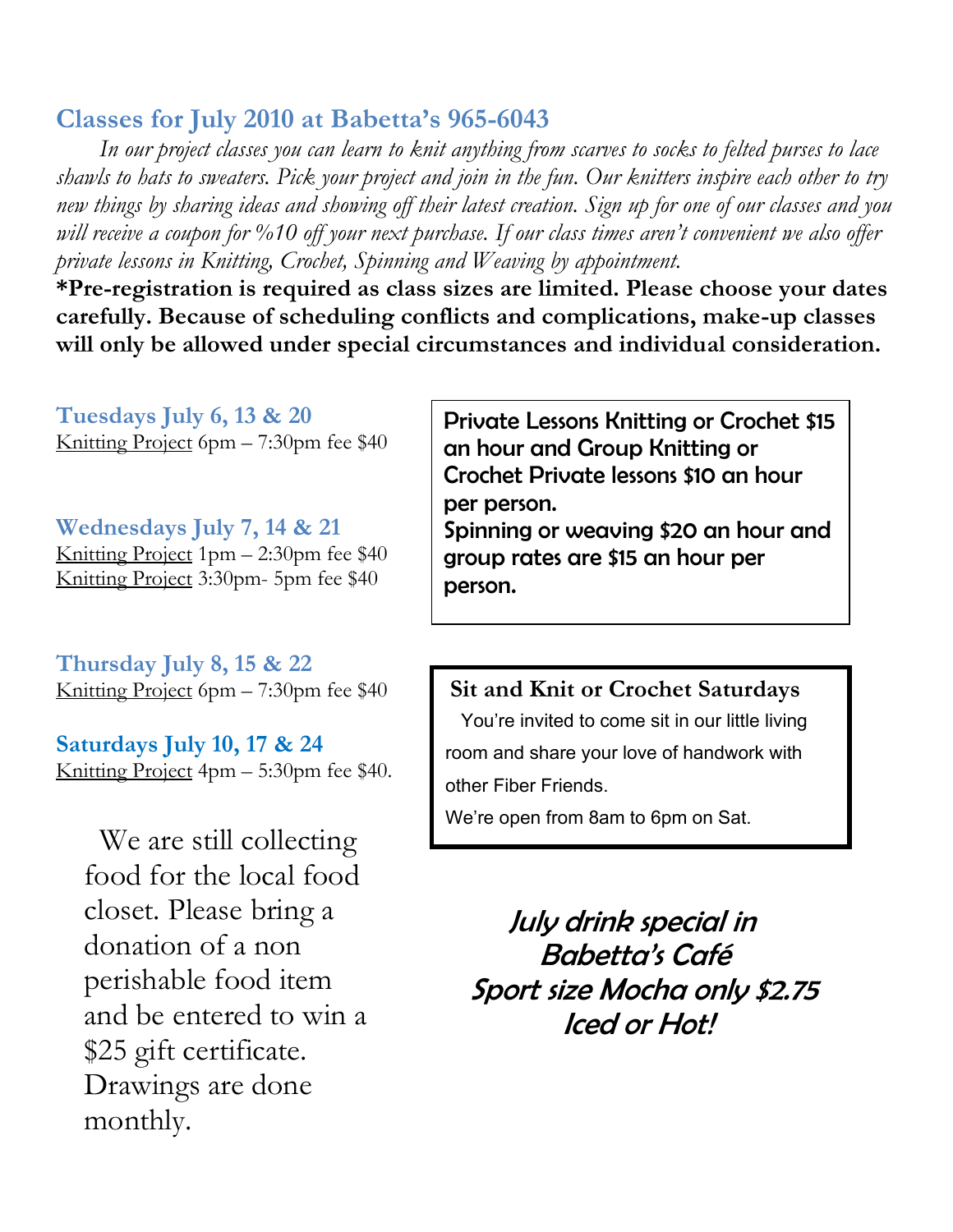## Classes for July 2010 at Babetta's 965-6043

*In our project classes you can learn to knit anything from scarves to socks to felted purses to lace shawls to hats to sweaters. Pick your project and join in the fun. Our knitters inspire each other to try new things by sharing ideas and showing off their latest creation. Sign up for one of our classes and you will receive a coupon for %10 off your next purchase. If our class times aren't convenient we also offer private lessons in Knitting, Crochet, Spinning and Weaving by appointment.*

**\*Pre-registration is required as class sizes are limited. Please choose your dates carefully. Because of scheduling conflicts and complications, make-up classes will only be allowed under special circumstances and individual consideration.**

### Tuesdays July 6, 13 & 20

Knitting Project 6pm – 7:30pm fee $40

### Wednesdays July 7, 14 & 21

Knitting Project 1pm – 2:30pm fee $40
Knitting Project 3:30pm- 5pm fee $40

### Thursday July 8, 15 & 22

Knitting Project 6pm – 7:30pm fee $40

### Saturdays July 10, 17 & 24

Knitting Project 4pm – 5:30pm fee $40.

We are still collecting food for the local food closet. Please bring a donation of a non perishable food item and be entered to win a $25 gift certificate. Drawings are done monthly.

Private Lessons Knitting or Crochet $15 an hour and Group Knitting or Crochet Private lessons $10 an hour per person.
Spinning or weaving $20 an hour and group rates are $15 an hour per person.

**Sit and Knit or Crochet Saturdays**

You're invited to come sit in our little living room and share your love of handwork with other Fiber Friends.
We're open from 8am to 6pm on Sat.

*July drink special in Babetta's Café*
*Sport size Mocha only $2.75*
*Iced or Hot!*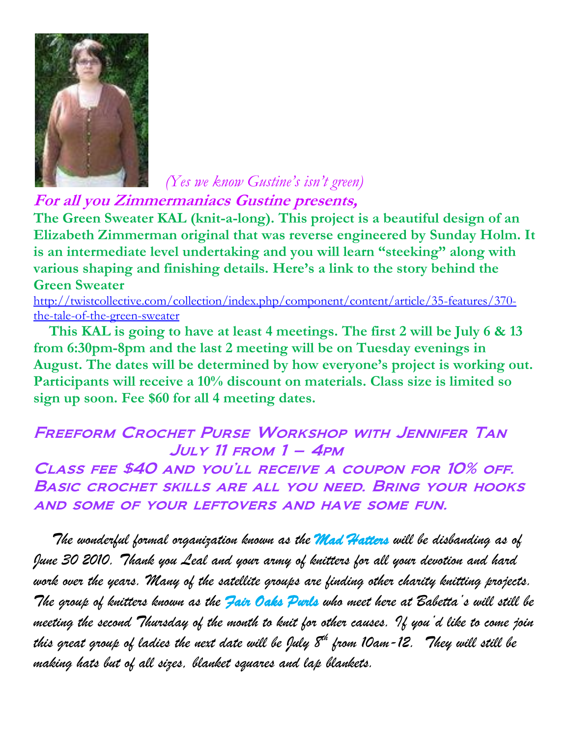*(Yes we know Gustine's isn't green)*

**For all you Zimmermaniacs Gustine presents,**

**The Green Sweater KAL (knit-a-long). This project is a beautiful design of an Elizabeth Zimmerman original that was reverse engineered by Sunday Holm. It is an intermediate level undertaking and you will learn "steeking" along with various shaping and finishing details. Here's a link to the story behind the Green Sweater**

http://twistcollective.com/collection/index.php/component/content/article/35-features/370-the-tale-of-the-green-sweater

**This KAL is going to have at least 4 meetings. The first 2 will be July 6 & 13 from 6:30pm-8pm and the last 2 meeting will be on Tuesday evenings in August. The dates will be determined by how everyone's project is working out. Participants will receive a 10% discount on materials. Class size is limited so sign up soon. Fee $60 for all 4 meeting dates.**

## Freeform Crochet Purse Workshop with Jennifer Tan

## July 11 from 1 – 4pm

Class fee $40 and you'll receive a coupon for 10% off. Basic crochet skills are all you need. Bring your hooks and some of your leftovers and have some fun.

*The wonderful formal organization known as the **Mad Hatters** will be disbanding as of June 30 2010. Thank you Leal and your army of knitters for all your devotion and hard work over the years. Many of the satellite groups are finding other charity knitting projects. The group of knitters known as the **Fair Oaks Purls** who meet here at Babetta's will still be meeting the second Thursday of the month to knit for other causes. If you'd like to come join this great group of ladies the next date will be July 8th from 10am-12. They will still be making hats but of all sizes, blanket squares and lap blankets.*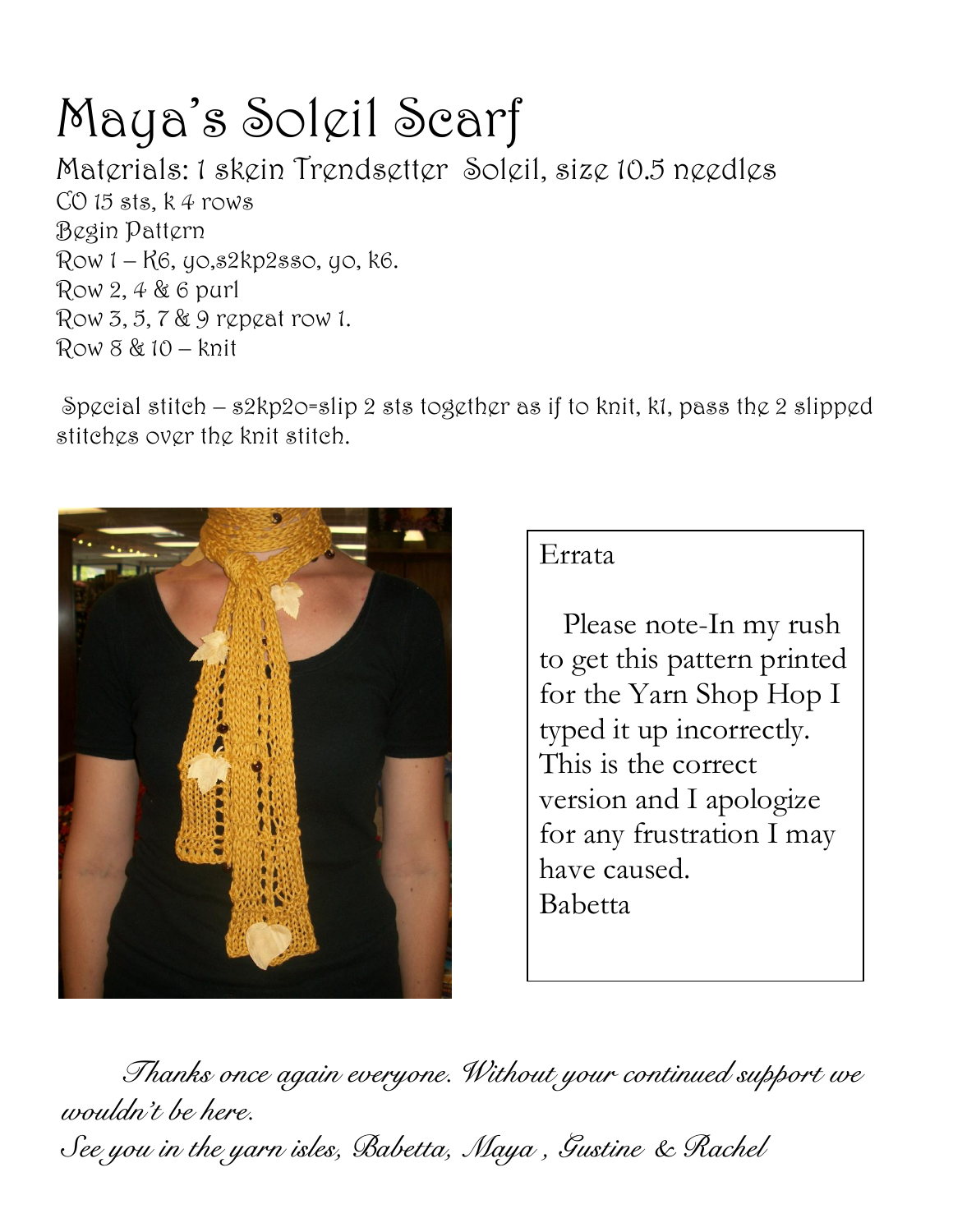# Maya's Soleil Scarf

Materials: 1 skein Trendsetter Soleil, size 10.5 needles

CO 15 sts, k 4 rows

Begin Pattern

Row 1 – K6, yo,s2kp2sso, yo, k6.

Row 2, 4 & 6 purl

Row 3, 5, 7 & 9 repeat row 1.

Row 8 & 10 – knit

Special stitch – s2kp2o=slip 2 sts together as if to knit, k1, pass the 2 slipped stitches over the knit stitch.

Errata

Please note-In my rush to get this pattern printed for the Yarn Shop Hop I typed it up incorrectly. This is the correct version and I apologize for any frustration I may have caused.
Babetta

*Thanks once again everyone. Without your continued support we wouldn't be here.*

*See you in the yarn isles, Babetta, Maya , Gustine & Rachel*